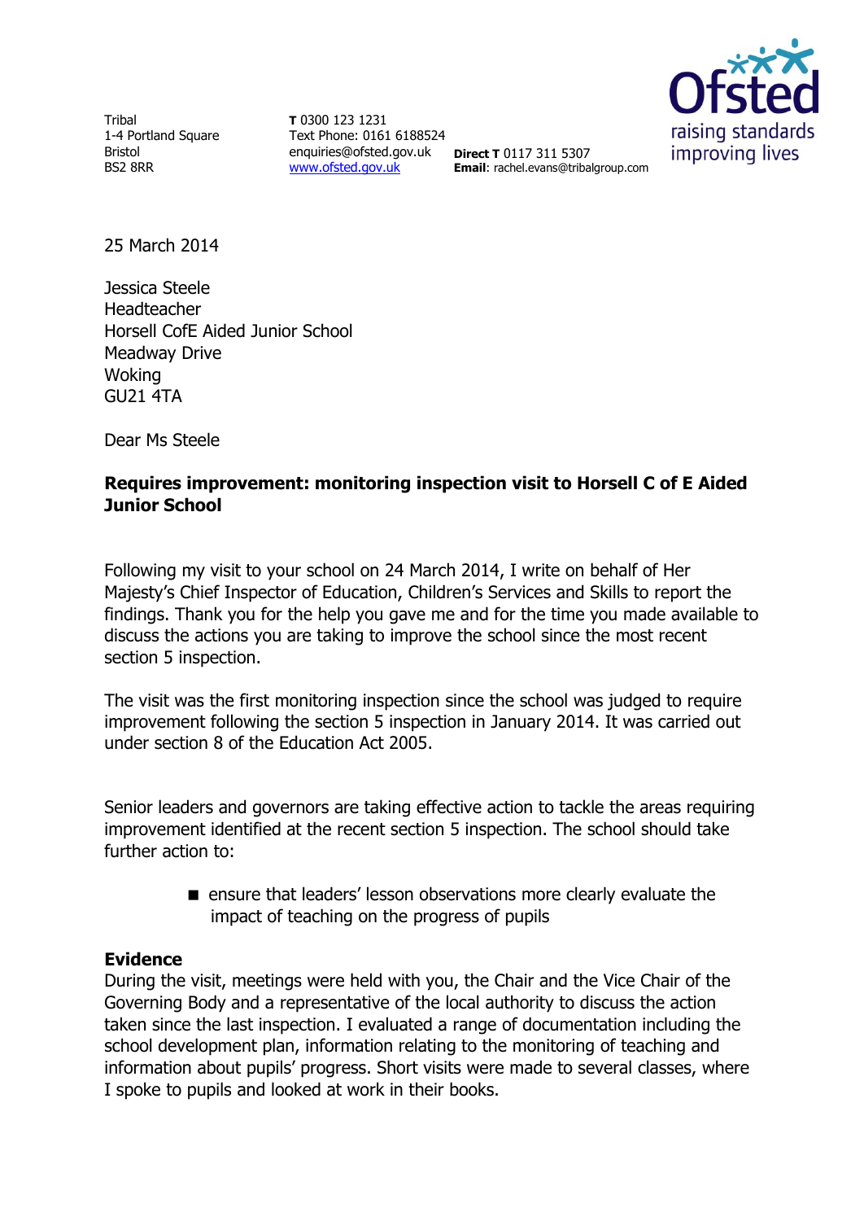Tribal
1-4 Portland Square
Bristol
BS2 8RR

**T** 0300 123 1231
Text Phone: 0161 6188524
enquiries@ofsted.gov.uk
www.ofsted.gov.uk

**Direct T** 0117 311 5307
**Email**: rachel.evans@tribalgroup.com

Ofsted
raising standards
improving lives

25 March 2014

Jessica Steele
Headteacher
Horsell CofE Aided Junior School
Meadway Drive
Woking
GU21 4TA

Dear Ms Steele

**Requires improvement: monitoring inspection visit to Horsell C of E Aided Junior School**

Following my visit to your school on 24 March 2014, I write on behalf of Her Majesty's Chief Inspector of Education, Children's Services and Skills to report the findings. Thank you for the help you gave me and for the time you made available to discuss the actions you are taking to improve the school since the most recent section 5 inspection.

The visit was the first monitoring inspection since the school was judged to require improvement following the section 5 inspection in January 2014. It was carried out under section 8 of the Education Act 2005.

Senior leaders and governors are taking effective action to tackle the areas requiring improvement identified at the recent section 5 inspection. The school should take further action to:

- ensure that leaders' lesson observations more clearly evaluate the impact of teaching on the progress of pupils

**Evidence**

During the visit, meetings were held with you, the Chair and the Vice Chair of the Governing Body and a representative of the local authority to discuss the action taken since the last inspection. I evaluated a range of documentation including the school development plan, information relating to the monitoring of teaching and information about pupils' progress. Short visits were made to several classes, where I spoke to pupils and looked at work in their books.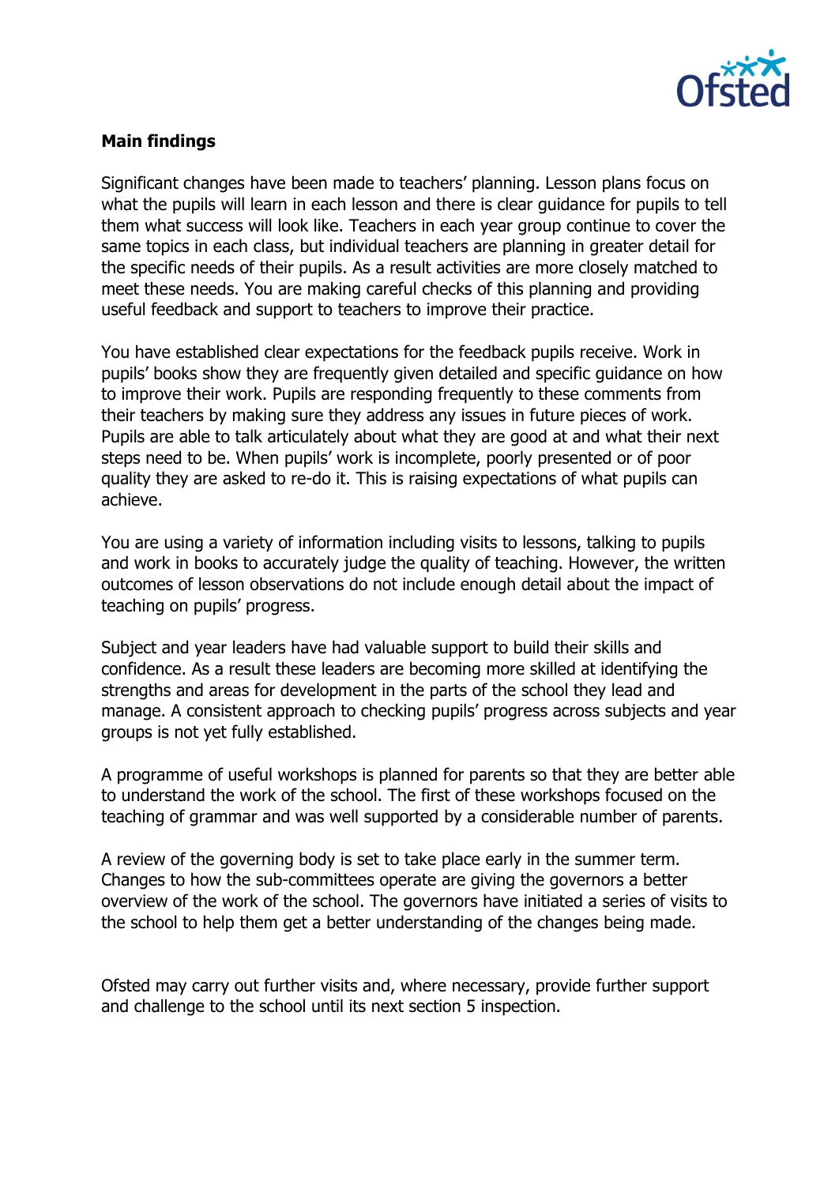**Main findings**

Significant changes have been made to teachers' planning. Lesson plans focus on what the pupils will learn in each lesson and there is clear guidance for pupils to tell them what success will look like. Teachers in each year group continue to cover the same topics in each class, but individual teachers are planning in greater detail for the specific needs of their pupils. As a result activities are more closely matched to meet these needs. You are making careful checks of this planning and providing useful feedback and support to teachers to improve their practice.

You have established clear expectations for the feedback pupils receive. Work in pupils' books show they are frequently given detailed and specific guidance on how to improve their work. Pupils are responding frequently to these comments from their teachers by making sure they address any issues in future pieces of work. Pupils are able to talk articulately about what they are good at and what their next steps need to be. When pupils' work is incomplete, poorly presented or of poor quality they are asked to re-do it. This is raising expectations of what pupils can achieve.

You are using a variety of information including visits to lessons, talking to pupils and work in books to accurately judge the quality of teaching. However, the written outcomes of lesson observations do not include enough detail about the impact of teaching on pupils' progress.

Subject and year leaders have had valuable support to build their skills and confidence. As a result these leaders are becoming more skilled at identifying the strengths and areas for development in the parts of the school they lead and manage. A consistent approach to checking pupils' progress across subjects and year groups is not yet fully established.

A programme of useful workshops is planned for parents so that they are better able to understand the work of the school. The first of these workshops focused on the teaching of grammar and was well supported by a considerable number of parents.

A review of the governing body is set to take place early in the summer term. Changes to how the sub-committees operate are giving the governors a better overview of the work of the school. The governors have initiated a series of visits to the school to help them get a better understanding of the changes being made.

Ofsted may carry out further visits and, where necessary, provide further support and challenge to the school until its next section 5 inspection.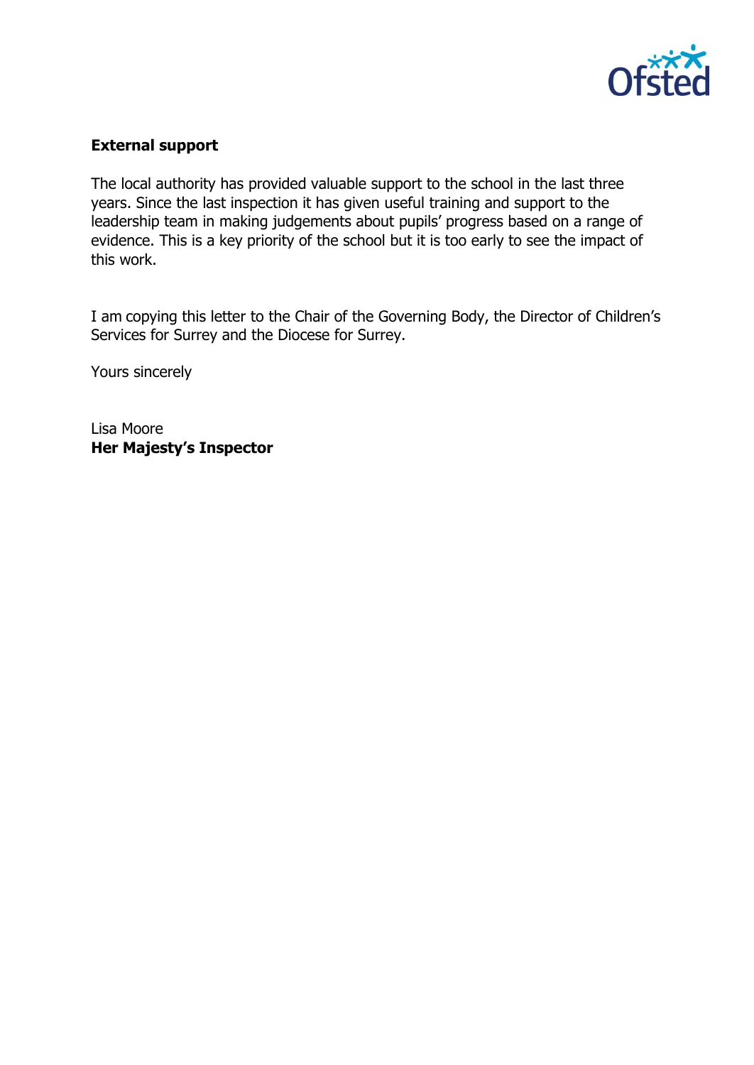## External support

The local authority has provided valuable support to the school in the last three years. Since the last inspection it has given useful training and support to the leadership team in making judgements about pupils' progress based on a range of evidence. This is a key priority of the school but it is too early to see the impact of this work.

I am copying this letter to the Chair of the Governing Body, the Director of Children's Services for Surrey and the Diocese for Surrey.

Yours sincerely

Lisa Moore
**Her Majesty's Inspector**